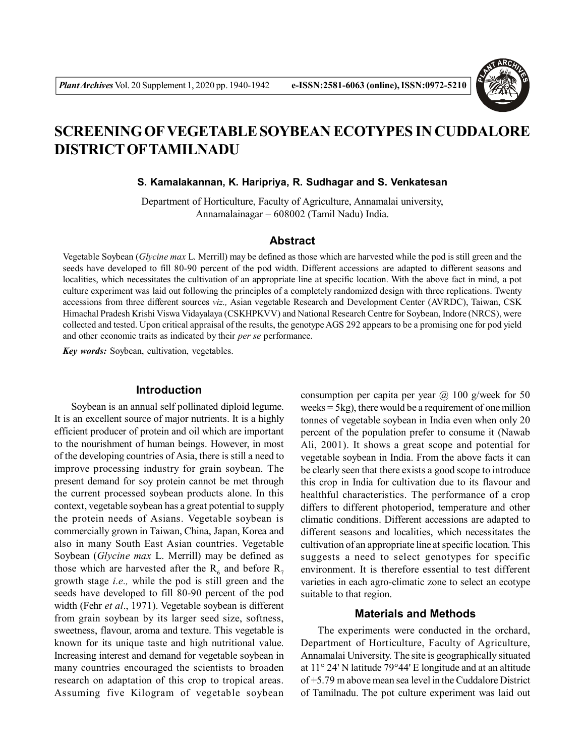# SCREENING OF VEGETABLE SOYBEAN ECOTYPES IN CUDDALORE DISTRICT OF TAMILNADU

**S. Kamalakannan, K. Haripriya, R. Sudhagar and S. Venkatesan**

Department of Horticulture, Faculty of Agriculture, Annamalai university, Annamalainagar – 608002 (Tamil Nadu) India.

## Abstract

Vegetable Soybean (*Glycine max* L. Merrill) may be defined as those which are harvested while the pod is still green and the seeds have developed to fill 80-90 percent of the pod width. Different accessions are adapted to different seasons and localities, which necessitates the cultivation of an appropriate line at specific location. With the above fact in mind, a pot culture experiment was laid out following the principles of a completely randomized design with three replications. Twenty accessions from three different sources *viz.,* Asian vegetable Research and Development Center (AVRDC), Taiwan, CSK Himachal Pradesh Krishi Viswa Vidayalaya (CSKHPKVV) and National Research Centre for Soybean, Indore (NRCS), were collected and tested. Upon critical appraisal of the results, the genotype AGS 292 appears to be a promising one for pod yield and other economic traits as indicated by their *per se* performance.

***Key words:*** Soybean, cultivation, vegetables.

## Introduction

Soybean is an annual self pollinated diploid legume. It is an excellent source of major nutrients. It is a highly efficient producer of protein and oil which are important to the nourishment of human beings. However, in most of the developing countries of Asia, there is still a need to improve processing industry for grain soybean. The present demand for soy protein cannot be met through the current processed soybean products alone. In this context, vegetable soybean has a great potential to supply the protein needs of Asians. Vegetable soybean is commercially grown in Taiwan, China, Japan, Korea and also in many South East Asian countries. Vegetable Soybean (*Glycine max* L. Merrill) may be defined as those which are harvested after the $R_6$ and before $R_7$ growth stage *i.e.,* while the pod is still green and the seeds have developed to fill 80-90 percent of the pod width (Fehr *et al*., 1971). Vegetable soybean is different from grain soybean by its larger seed size, softness, sweetness, flavour, aroma and texture. This vegetable is known for its unique taste and high nutritional value. Increasing interest and demand for vegetable soybean in many countries encouraged the scientists to broaden research on adaptation of this crop to tropical areas. Assuming five Kilogram of vegetable soybean consumption per capita per year @ 100 g/week for 50 weeks = 5kg), there would be a requirement of one million tonnes of vegetable soybean in India even when only 20 percent of the population prefer to consume it (Nawab Ali, 2001). It shows a great scope and potential for vegetable soybean in India. From the above facts it can be clearly seen that there exists a good scope to introduce this crop in India for cultivation due to its flavour and healthful characteristics. The performance of a crop differs to different photoperiod, temperature and other climatic conditions. Different accessions are adapted to different seasons and localities, which necessitates the cultivation of an appropriate line at specific location. This suggests a need to select genotypes for specific environment. It is therefore essential to test different varieties in each agro-climatic zone to select an ecotype suitable to that region.

## Materials and Methods

The experiments were conducted in the orchard, Department of Horticulture, Faculty of Agriculture, Annamalai University. The site is geographically situated at 11° 24' N latitude 79°44' E longitude and at an altitude of +5.79 m above mean sea level in the Cuddalore District of Tamilnadu. The pot culture experiment was laid out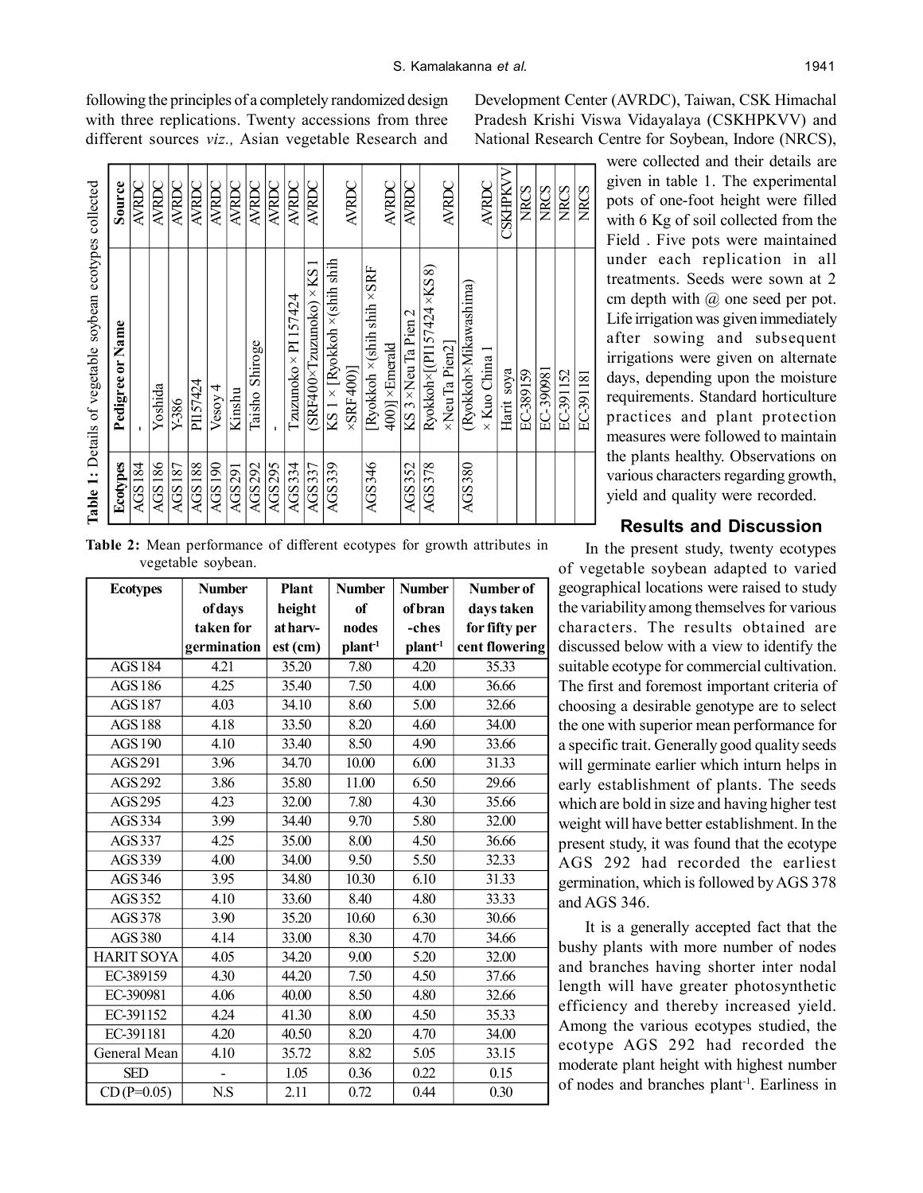following the principles of a completely randomized design with three replications. Twenty accessions from three different sources *viz.,* Asian vegetable Research and Development Center (AVRDC), Taiwan, CSK Himachal Pradesh Krishi Viswa Vidayalaya (CSKHPKVV) and National Research Centre for Soybean, Indore (NRCS), were collected and their details are given in table 1. The experimental pots of one-foot height were filled with 6 Kg of soil collected from the Field . Five pots were maintained under each replication in all treatments. Seeds were sown at 2 cm depth with @ one seed per pot. Life irrigation was given immediately after sowing and subsequent irrigations were given on alternate days, depending upon the moisture requirements. Standard horticulture practices and plant protection measures were followed to maintain the plants healthy. Observations on various characters regarding growth, yield and quality were recorded.

**Table 1:** Details of vegetable soybean ecotypes collected

| Ecotypes | Pedigree or Name | Source |
|---|---|---|
| AGS184 | - | AVRDC |
| AGS186 | Yoshida | AVRDC |
| AGS187 | Y-386 | AVRDC |
| AGS188 | PI157424 | AVRDC |
| AGS190 | Vesoy 4 | AVRDC |
| AGS291 | Kinshu | AVRDC |
| AGS292 | Taisho Shiroge | AVRDC |
| AGS295 | - | AVRDC |
| AGS334 | Tzuzunoko × PI 157424 | AVRDC |
| AGS337 | (SRF400×Tzuzunoko) × KS 1 | AVRDC |
| AGS339 | KS 1 × [Ryokkoh ×(shih shih ×SRF 400)] | AVRDC |
| AGS346 | [Ryokkoh ×(shih shih ×SRF 400)] ×Emerald | AVRDC |
| AGS352 | KS 3 ×Neu Ta Pien 2 | AVRDC |
| AGS378 | Ryokkoh×[(PI157424 ×KS 8) ×Neu Ta Pien2] | AVRDC |
| AGS380 | (Ryokkoh×Mikawashima) × Kuo China 1 | AVRDC |
| | Harit soya | CSKHPKVV |
| | EC-389159 | NRCS |
| | EC-390981 | NRCS |
| | EC-391152 | NRCS |
| | EC-391181 | NRCS |

**Table 2:** Mean performance of different ecotypes for growth attributes in vegetable soybean.

| Ecotypes | Number of days taken for germination | Plant height at harvest (cm) | Number of nodes plant$^{-1}$ | Number of branches plant$^{-1}$ | Number of days taken for fifty per cent flowering |
|---|---|---|---|---|---|
| AGS 184 | 4.21 | 35.20 | 7.80 | 4.20 | 35.33 |
| AGS 186 | 4.25 | 35.40 | 7.50 | 4.00 | 36.66 |
| AGS 187 | 4.03 | 34.10 | 8.60 | 5.00 | 32.66 |
| AGS 188 | 4.18 | 33.50 | 8.20 | 4.60 | 34.00 |
| AGS 190 | 4.10 | 33.40 | 8.50 | 4.90 | 33.66 |
| AGS 291 | 3.96 | 34.70 | 10.00 | 6.00 | 31.33 |
| AGS 292 | 3.86 | 35.80 | 11.00 | 6.50 | 29.66 |
| AGS 295 | 4.23 | 32.00 | 7.80 | 4.30 | 35.66 |
| AGS 334 | 3.99 | 34.40 | 9.70 | 5.80 | 32.00 |
| AGS 337 | 4.25 | 35.00 | 8.00 | 4.50 | 36.66 |
| AGS 339 | 4.00 | 34.00 | 9.50 | 5.50 | 32.33 |
| AGS 346 | 3.95 | 34.80 | 10.30 | 6.10 | 31.33 |
| AGS 352 | 4.10 | 33.60 | 8.40 | 4.80 | 33.33 |
| AGS 378 | 3.90 | 35.20 | 10.60 | 6.30 | 30.66 |
| AGS 380 | 4.14 | 33.00 | 8.30 | 4.70 | 34.66 |
| HARIT SOYA | 4.05 | 34.20 | 9.00 | 5.20 | 32.00 |
| EC-389159 | 4.30 | 44.20 | 7.50 | 4.50 | 37.66 |
| EC-390981 | 4.06 | 40.00 | 8.50 | 4.80 | 32.66 |
| EC-391152 | 4.24 | 41.30 | 8.00 | 4.50 | 35.33 |
| EC-391181 | 4.20 | 40.50 | 8.20 | 4.70 | 34.00 |
| General Mean | 4.10 | 35.72 | 8.82 | 5.05 | 33.15 |
| SED | - | 1.05 | 0.36 | 0.22 | 0.15 |
| CD (P=0.05) | N.S | 2.11 | 0.72 | 0.44 | 0.30 |

## Results and Discussion

In the present study, twenty ecotypes of vegetable soybean adapted to varied geographical locations were raised to study the variability among themselves for various characters. The results obtained are discussed below with a view to identify the suitable ecotype for commercial cultivation. The first and foremost important criteria of choosing a desirable genotype are to select the one with superior mean performance for a specific trait. Generally good quality seeds will germinate earlier which inturn helps in early establishment of plants. The seeds which are bold in size and having higher test weight will have better establishment. In the present study, it was found that the ecotype AGS 292 had recorded the earliest germination, which is followed by AGS 378 and AGS 346.

It is a generally accepted fact that the bushy plants with more number of nodes and branches having shorter inter nodal length will have greater photosynthetic efficiency and thereby increased yield. Among the various ecotypes studied, the ecotype AGS 292 had recorded the moderate plant height with highest number of nodes and branches plant$^{-1}$. Earliness in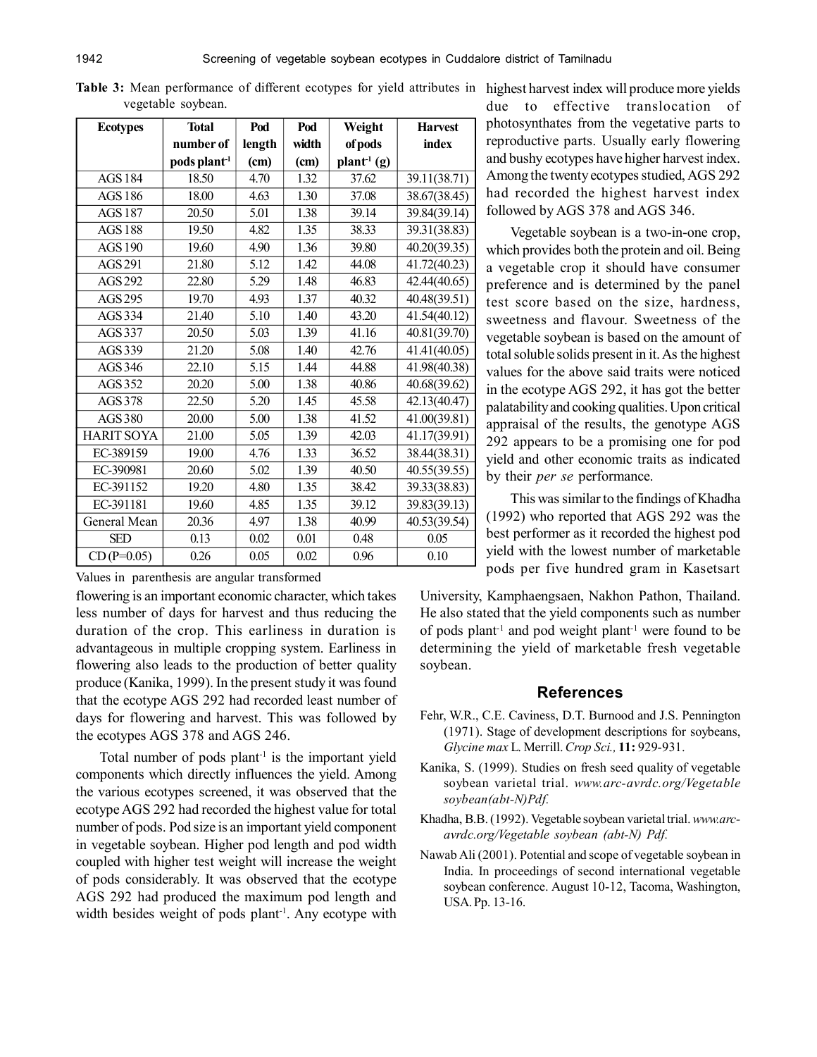**Table 3:** Mean performance of different ecotypes for yield attributes in vegetable soybean.

| Ecotypes | Total number of pods plant$^{-1}$ | Pod length (cm) | Pod width (cm) | Weight of pods plant$^{-1}$ (g) | Harvest index |
|---|---|---|---|---|---|
| AGS 184 | 18.50 | 4.70 | 1.32 | 37.62 | 39.11(38.71) |
| AGS 186 | 18.00 | 4.63 | 1.30 | 37.08 | 38.67(38.45) |
| AGS 187 | 20.50 | 5.01 | 1.38 | 39.14 | 39.84(39.14) |
| AGS 188 | 19.50 | 4.82 | 1.35 | 38.33 | 39.31(38.83) |
| AGS 190 | 19.60 | 4.90 | 1.36 | 39.80 | 40.20(39.35) |
| AGS 291 | 21.80 | 5.12 | 1.42 | 44.08 | 41.72(40.23) |
| AGS 292 | 22.80 | 5.29 | 1.48 | 46.83 | 42.44(40.65) |
| AGS 295 | 19.70 | 4.93 | 1.37 | 40.32 | 40.48(39.51) |
| AGS 334 | 21.40 | 5.10 | 1.40 | 43.20 | 41.54(40.12) |
| AGS 337 | 20.50 | 5.03 | 1.39 | 41.16 | 40.81(39.70) |
| AGS 339 | 21.20 | 5.08 | 1.40 | 42.76 | 41.41(40.05) |
| AGS 346 | 22.10 | 5.15 | 1.44 | 44.88 | 41.98(40.38) |
| AGS 352 | 20.20 | 5.00 | 1.38 | 40.86 | 40.68(39.62) |
| AGS 378 | 22.50 | 5.20 | 1.45 | 45.58 | 42.13(40.47) |
| AGS 380 | 20.00 | 5.00 | 1.38 | 41.52 | 41.00(39.81) |
| HARIT SOYA | 21.00 | 5.05 | 1.39 | 42.03 | 41.17(39.91) |
| EC-389159 | 19.00 | 4.76 | 1.33 | 36.52 | 38.44(38.31) |
| EC-390981 | 20.60 | 5.02 | 1.39 | 40.50 | 40.55(39.55) |
| EC-391152 | 19.20 | 4.80 | 1.35 | 38.42 | 39.33(38.83) |
| EC-391181 | 19.60 | 4.85 | 1.35 | 39.12 | 39.83(39.13) |
| General Mean | 20.36 | 4.97 | 1.38 | 40.99 | 40.53(39.54) |
| SED | 0.13 | 0.02 | 0.01 | 0.48 | 0.05 |
| CD (P=0.05) | 0.26 | 0.05 | 0.02 | 0.96 | 0.10 |

Values in parenthesis are angular transformed

flowering is an important economic character, which takes less number of days for harvest and thus reducing the duration of the crop. This earliness in duration is advantageous in multiple cropping system. Earliness in flowering also leads to the production of better quality produce (Kanika, 1999). In the present study it was found that the ecotype AGS 292 had recorded least number of days for flowering and harvest. This was followed by the ecotypes AGS 378 and AGS 246.

Total number of pods plant$^{-1}$ is the important yield components which directly influences the yield. Among the various ecotypes screened, it was observed that the ecotype AGS 292 had recorded the highest value for total number of pods. Pod size is an important yield component in vegetable soybean. Higher pod length and pod width coupled with higher test weight will increase the weight of pods considerably. It was observed that the ecotype AGS 292 had produced the maximum pod length and width besides weight of pods plant$^{-1}$. Any ecotype with highest harvest index will produce more yields due to effective translocation of photosynthates from the vegetative parts to reproductive parts. Usually early flowering and bushy ecotypes have higher harvest index. Among the twenty ecotypes studied, AGS 292 had recorded the highest harvest index followed by AGS 378 and AGS 346.

Vegetable soybean is a two-in-one crop, which provides both the protein and oil. Being a vegetable crop it should have consumer preference and is determined by the panel test score based on the size, hardness, sweetness and flavour. Sweetness of the vegetable soybean is based on the amount of total soluble solids present in it. As the highest values for the above said traits were noticed in the ecotype AGS 292, it has got the better palatability and cooking qualities. Upon critical appraisal of the results, the genotype AGS 292 appears to be a promising one for pod yield and other economic traits as indicated by their *per se* performance.

This was similar to the findings of Khadha (1992) who reported that AGS 292 was the best performer as it recorded the highest pod yield with the lowest number of marketable pods per five hundred gram in Kasetsart University, Kamphaengsaen, Nakhon Pathon, Thailand. He also stated that the yield components such as number of pods plant$^{-1}$ and pod weight plant$^{-1}$ were found to be determining the yield of marketable fresh vegetable soybean.

## References

Fehr, W.R., C.E. Caviness, D.T. Burnood and J.S. Pennington (1971). Stage of development descriptions for soybeans, *Glycine max* L. Merrill. *Crop Sci.,* **11:** 929-931.

Kanika, S. (1999). Studies on fresh seed quality of vegetable soybean varietal trial. *www.arc-avrdc.org/Vegetable soybean(abt-N)Pdf.*

Khadha, B.B. (1992). Vegetable soybean varietal trial. *www.arc-avrdc.org/Vegetable soybean (abt-N) Pdf.*

Nawab Ali (2001). Potential and scope of vegetable soybean in India. In proceedings of second international vegetable soybean conference. August 10-12, Tacoma, Washington, USA. Pp. 13-16.